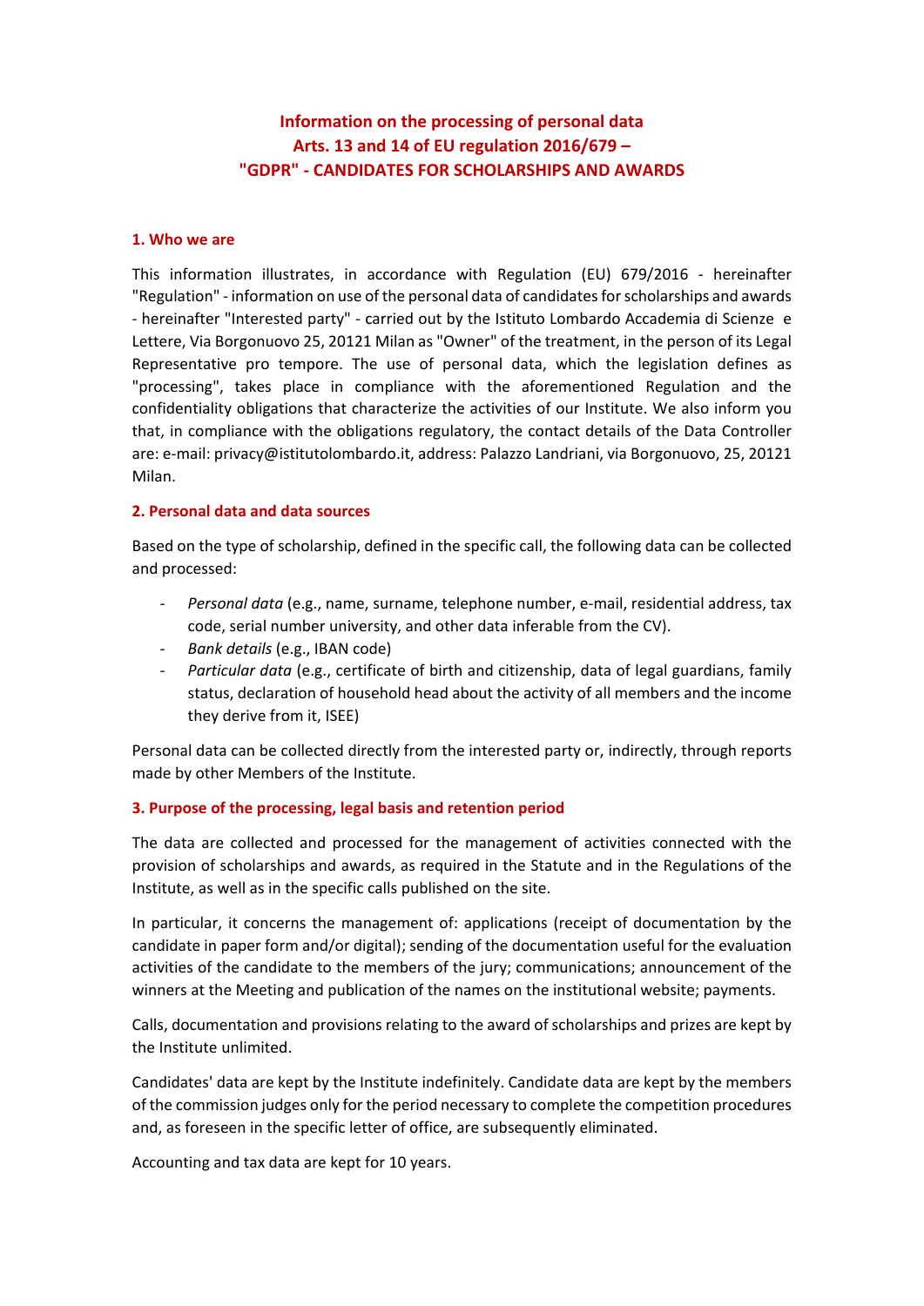# Information on the processing of personal data
# Arts. 13 and 14 of EU regulation 2016/679 –
# "GDPR" - CANDIDATES FOR SCHOLARSHIPS AND AWARDS

## 1. Who we are

This information illustrates, in accordance with Regulation (EU) 679/2016 - hereinafter "Regulation" - information on use of the personal data of candidates for scholarships and awards - hereinafter "Interested party" - carried out by the Istituto Lombardo Accademia di Scienze e Lettere, Via Borgonuovo 25, 20121 Milan as "Owner" of the treatment, in the person of its Legal Representative pro tempore. The use of personal data, which the legislation defines as "processing", takes place in compliance with the aforementioned Regulation and the confidentiality obligations that characterize the activities of our Institute. We also inform you that, in compliance with the obligations regulatory, the contact details of the Data Controller are: e-mail: privacy@istitutolombardo.it, address: Palazzo Landriani, via Borgonuovo, 25, 20121 Milan.

## 2. Personal data and data sources

Based on the type of scholarship, defined in the specific call, the following data can be collected and processed:

- *Personal data* (e.g., name, surname, telephone number, e-mail, residential address, tax code, serial number university, and other data inferable from the CV).
- *Bank details* (e.g., IBAN code)
- *Particular data* (e.g., certificate of birth and citizenship, data of legal guardians, family status, declaration of household head about the activity of all members and the income they derive from it, ISEE)

Personal data can be collected directly from the interested party or, indirectly, through reports made by other Members of the Institute.

## 3. Purpose of the processing, legal basis and retention period

The data are collected and processed for the management of activities connected with the provision of scholarships and awards, as required in the Statute and in the Regulations of the Institute, as well as in the specific calls published on the site.

In particular, it concerns the management of: applications (receipt of documentation by the candidate in paper form and/or digital); sending of the documentation useful for the evaluation activities of the candidate to the members of the jury; communications; announcement of the winners at the Meeting and publication of the names on the institutional website; payments.

Calls, documentation and provisions relating to the award of scholarships and prizes are kept by the Institute unlimited.

Candidates' data are kept by the Institute indefinitely. Candidate data are kept by the members of the commission judges only for the period necessary to complete the competition procedures and, as foreseen in the specific letter of office, are subsequently eliminated.

Accounting and tax data are kept for 10 years.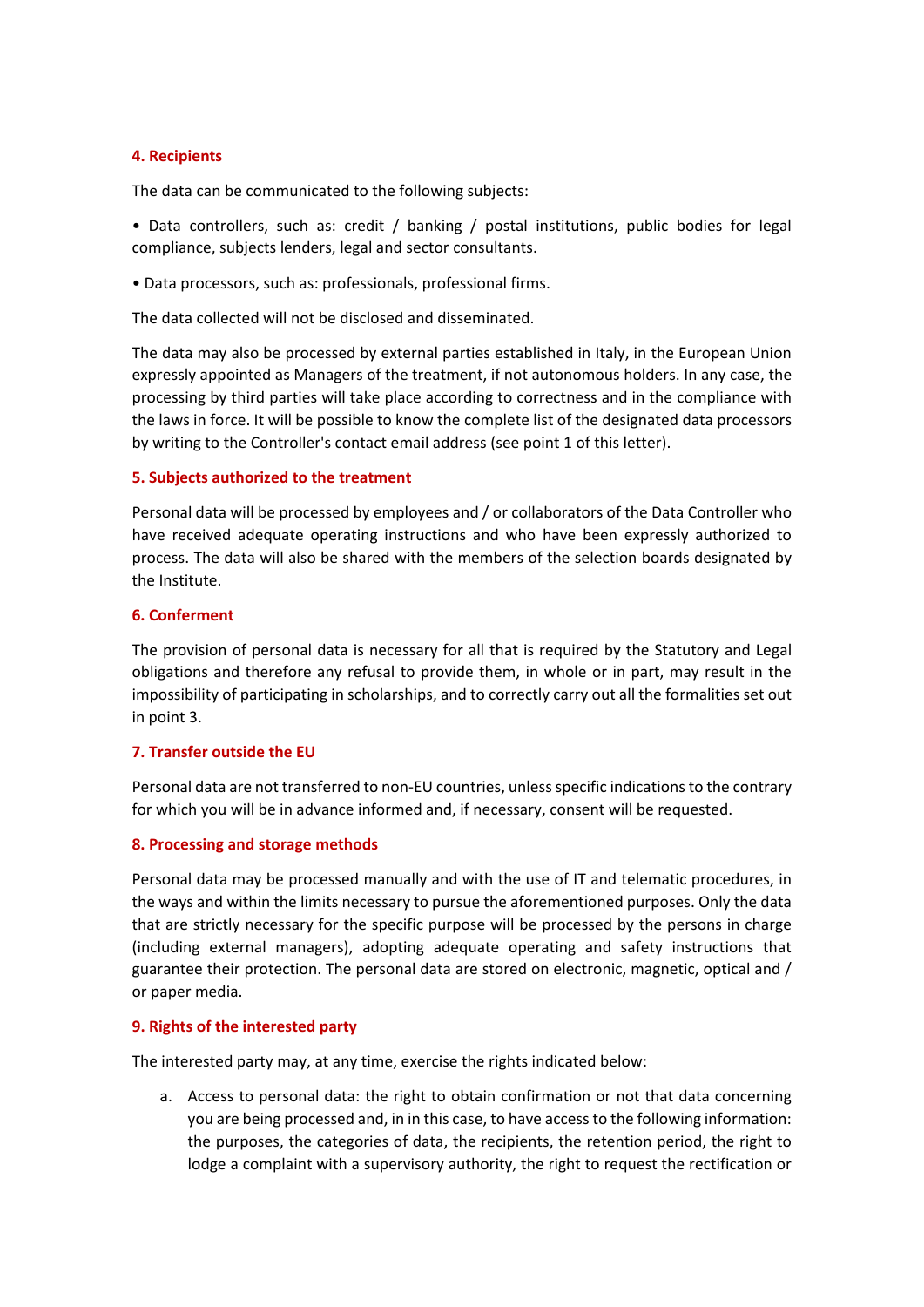## 4. Recipients

The data can be communicated to the following subjects:

• Data controllers, such as: credit / banking / postal institutions, public bodies for legal compliance, subjects lenders, legal and sector consultants.

• Data processors, such as: professionals, professional firms.

The data collected will not be disclosed and disseminated.

The data may also be processed by external parties established in Italy, in the European Union expressly appointed as Managers of the treatment, if not autonomous holders. In any case, the processing by third parties will take place according to correctness and in the compliance with the laws in force. It will be possible to know the complete list of the designated data processors by writing to the Controller's contact email address (see point 1 of this letter).

## 5. Subjects authorized to the treatment

Personal data will be processed by employees and / or collaborators of the Data Controller who have received adequate operating instructions and who have been expressly authorized to process. The data will also be shared with the members of the selection boards designated by the Institute.

## 6. Conferment

The provision of personal data is necessary for all that is required by the Statutory and Legal obligations and therefore any refusal to provide them, in whole or in part, may result in the impossibility of participating in scholarships, and to correctly carry out all the formalities set out in point 3.

## 7. Transfer outside the EU

Personal data are not transferred to non-EU countries, unless specific indications to the contrary for which you will be in advance informed and, if necessary, consent will be requested.

## 8. Processing and storage methods

Personal data may be processed manually and with the use of IT and telematic procedures, in the ways and within the limits necessary to pursue the aforementioned purposes. Only the data that are strictly necessary for the specific purpose will be processed by the persons in charge (including external managers), adopting adequate operating and safety instructions that guarantee their protection. The personal data are stored on electronic, magnetic, optical and / or paper media.

## 9. Rights of the interested party

The interested party may, at any time, exercise the rights indicated below:

a. Access to personal data: the right to obtain confirmation or not that data concerning you are being processed and, in in this case, to have access to the following information: the purposes, the categories of data, the recipients, the retention period, the right to lodge a complaint with a supervisory authority, the right to request the rectification or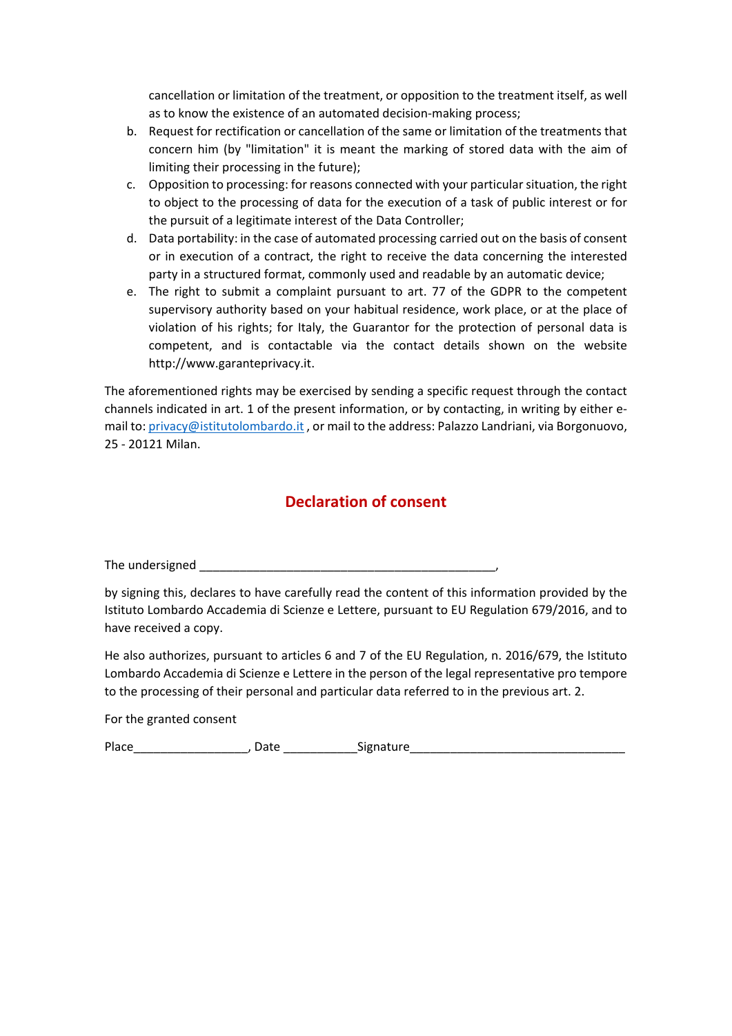cancellation or limitation of the treatment, or opposition to the treatment itself, as well as to know the existence of an automated decision-making process;

b. Request for rectification or cancellation of the same or limitation of the treatments that concern him (by "limitation" it is meant the marking of stored data with the aim of limiting their processing in the future);
c. Opposition to processing: for reasons connected with your particular situation, the right to object to the processing of data for the execution of a task of public interest or for the pursuit of a legitimate interest of the Data Controller;
d. Data portability: in the case of automated processing carried out on the basis of consent or in execution of a contract, the right to receive the data concerning the interested party in a structured format, commonly used and readable by an automatic device;
e. The right to submit a complaint pursuant to art. 77 of the GDPR to the competent supervisory authority based on your habitual residence, work place, or at the place of violation of his rights; for Italy, the Guarantor for the protection of personal data is competent, and is contactable via the contact details shown on the website http://www.garanteprivacy.it.

The aforementioned rights may be exercised by sending a specific request through the contact channels indicated in art. 1 of the present information, or by contacting, in writing by either e-mail to: privacy@istitutolombardo.it , or mail to the address: Palazzo Landriani, via Borgonuovo, 25 - 20121 Milan.

## Declaration of consent

The undersigned _____________________________________________,

by signing this, declares to have carefully read the content of this information provided by the Istituto Lombardo Accademia di Scienze e Lettere, pursuant to EU Regulation 679/2016, and to have received a copy.

He also authorizes, pursuant to articles 6 and 7 of the EU Regulation, n. 2016/679, the Istituto Lombardo Accademia di Scienze e Lettere in the person of the legal representative pro tempore to the processing of their personal and particular data referred to in the previous art. 2.

For the granted consent

Place_________________, Date ___________Signature________________________________